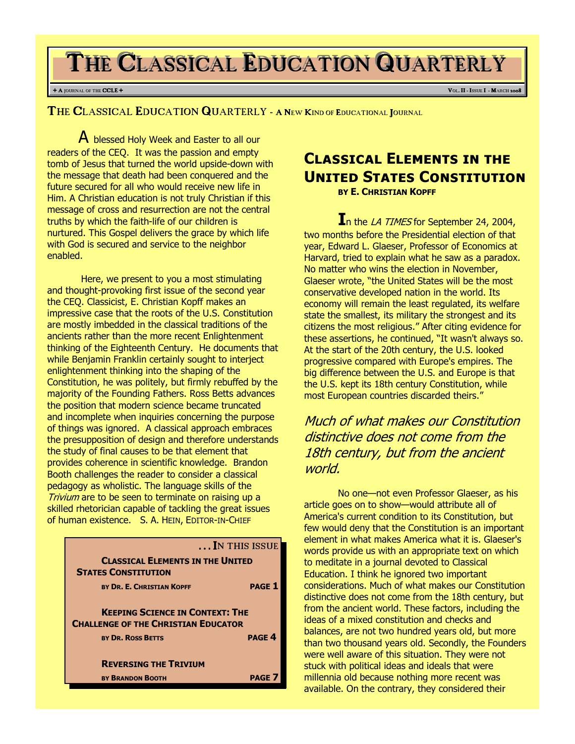# THE CLASSICAL EDUCATION QUARTERLY

+ A JOURNAL OF THE CCLE + VOL. II - ISSUE I - MARCH 2008

## THE CLASSICAL EDUCATION QUARTERLY - A NEW KIND OF EDUCATIONAL JOURNAL

A blessed Holy Week and Easter to all our readers of the CEQ. It was the passion and empty tomb of Jesus that turned the world upside-down with the message that death had been conquered and the future secured for all who would receive new life in Him. A Christian education is not truly Christian if this message of cross and resurrection are not the central truths by which the faith-life of our children is nurtured. This Gospel delivers the grace by which life with God is secured and service to the neighbor enabled.

Here, we present to you a most stimulating and thought-provoking first issue of the second year the CEQ. Classicist, E. Christian Kopff makes an impressive case that the roots of the U.S. Constitution are mostly imbedded in the classical traditions of the ancients rather than the more recent Enlightenment thinking of the Eighteenth Century. He documents that while Benjamin Franklin certainly sought to interject enlightenment thinking into the shaping of the Constitution, he was politely, but firmly rebuffed by the majority of the Founding Fathers. Ross Betts advances the position that modern science became truncated and incomplete when inquiries concerning the purpose of things was ignored. A classical approach embraces the presupposition of design and therefore understands the study of final causes to be that element that provides coherence in scientific knowledge. Brandon Booth challenges the reader to consider a classical pedagogy as wholistic. The language skills of the *Trivium* are to be seen to terminate on raising up a skilled rhetorician capable of tackling the great issues of human existence. S. A. HEIN, EDITOR-IN-CHIEF

| ... IN THIS ISSUE | |
|---|---|
| **CLASSICAL ELEMENTS IN THE UNITED STATES CONSTITUTION** BY DR. E. CHRISTIAN KOPFF | PAGE 1 |
| **KEEPING SCIENCE IN CONTEXT: THE CHALLENGE OF THE CHRISTIAN EDUCATOR** BY DR. ROSS BETTS | PAGE 4 |
| **REVERSING THE TRIVIUM** BY BRANDON BOOTH | PAGE 7 |

## CLASSICAL ELEMENTS IN THE UNITED STATES CONSTITUTION

**BY E. CHRISTIAN KOPFF**

In the *LA TIMES* for September 24, 2004, two months before the Presidential election of that year, Edward L. Glaeser, Professor of Economics at Harvard, tried to explain what he saw as a paradox. No matter who wins the election in November, Glaeser wrote, "the United States will be the most conservative developed nation in the world. Its economy will remain the least regulated, its welfare state the smallest, its military the strongest and its citizens the most religious." After citing evidence for these assertions, he continued, "It wasn't always so. At the start of the 20th century, the U.S. looked progressive compared with Europe's empires. The big difference between the U.S. and Europe is that the U.S. kept its 18th century Constitution, while most European countries discarded theirs."

*Much of what makes our Constitution distinctive does not come from the 18th century, but from the ancient world.*

No one—not even Professor Glaeser, as his article goes on to show—would attribute all of America's current condition to its Constitution, but few would deny that the Constitution is an important element in what makes America what it is. Glaeser's words provide us with an appropriate text on which to meditate in a journal devoted to Classical Education. I think he ignored two important considerations. Much of what makes our Constitution distinctive does not come from the 18th century, but from the ancient world. These factors, including the ideas of a mixed constitution and checks and balances, are not two hundred years old, but more than two thousand years old. Secondly, the Founders were well aware of this situation. They were not stuck with political ideas and ideals that were millennia old because nothing more recent was available. On the contrary, they considered their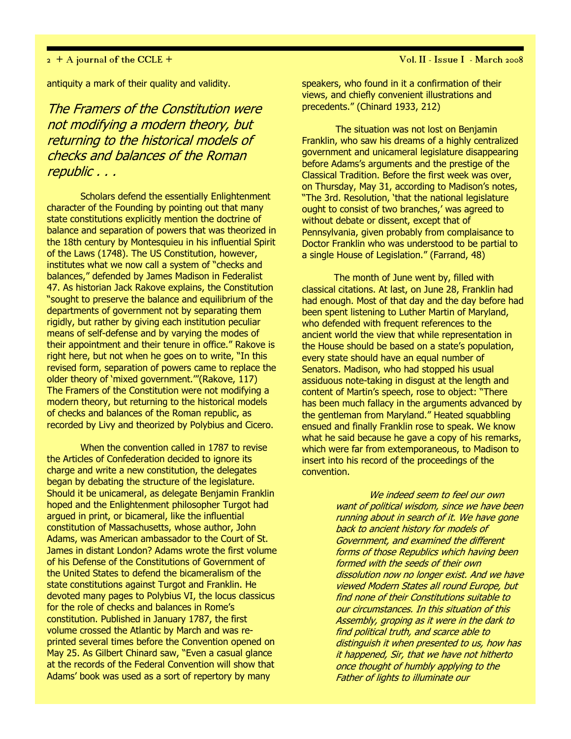antiquity a mark of their quality and validity.

*The Framers of the Constitution were not modifying a modern theory, but returning to the historical models of checks and balances of the Roman republic . . .*

Scholars defend the essentially Enlightenment character of the Founding by pointing out that many state constitutions explicitly mention the doctrine of balance and separation of powers that was theorized in the 18th century by Montesquieu in his influential Spirit of the Laws (1748). The US Constitution, however, institutes what we now call a system of "checks and balances," defended by James Madison in Federalist 47. As historian Jack Rakove explains, the Constitution "sought to preserve the balance and equilibrium of the departments of government not by separating them rigidly, but rather by giving each institution peculiar means of self-defense and by varying the modes of their appointment and their tenure in office." Rakove is right here, but not when he goes on to write, "In this revised form, separation of powers came to replace the older theory of 'mixed government.'"(Rakove, 117) The Framers of the Constitution were not modifying a modern theory, but returning to the historical models of checks and balances of the Roman republic, as recorded by Livy and theorized by Polybius and Cicero.

When the convention called in 1787 to revise the Articles of Confederation decided to ignore its charge and write a new constitution, the delegates began by debating the structure of the legislature. Should it be unicameral, as delegate Benjamin Franklin hoped and the Enlightenment philosopher Turgot had argued in print, or bicameral, like the influential constitution of Massachusetts, whose author, John Adams, was American ambassador to the Court of St. James in distant London? Adams wrote the first volume of his Defense of the Constitutions of Government of the United States to defend the bicameralism of the state constitutions against Turgot and Franklin. He devoted many pages to Polybius VI, the locus classicus for the role of checks and balances in Rome's constitution. Published in January 1787, the first volume crossed the Atlantic by March and was re-printed several times before the Convention opened on May 25. As Gilbert Chinard saw, "Even a casual glance at the records of the Federal Convention will show that Adams' book was used as a sort of repertory by many speakers, who found in it a confirmation of their views, and chiefly convenient illustrations and precedents." (Chinard 1933, 212)

The situation was not lost on Benjamin Franklin, who saw his dreams of a highly centralized government and unicameral legislature disappearing before Adams's arguments and the prestige of the Classical Tradition. Before the first week was over, on Thursday, May 31, according to Madison's notes, "The 3rd. Resolution, 'that the national legislature ought to consist of two branches,' was agreed to without debate or dissent, except that of Pennsylvania, given probably from complaisance to Doctor Franklin who was understood to be partial to a single House of Legislation." (Farrand, 48)

The month of June went by, filled with classical citations. At last, on June 28, Franklin had had enough. Most of that day and the day before had been spent listening to Luther Martin of Maryland, who defended with frequent references to the ancient world the view that while representation in the House should be based on a state's population, every state should have an equal number of Senators. Madison, who had stopped his usual assiduous note-taking in disgust at the length and content of Martin's speech, rose to object: "There has been much fallacy in the arguments advanced by the gentleman from Maryland." Heated squabbling ensued and finally Franklin rose to speak. We know what he said because he gave a copy of his remarks, which were far from extemporaneous, to Madison to insert into his record of the proceedings of the convention.

> *We indeed seem to feel our own want of political wisdom, since we have been running about in search of it. We have gone back to ancient history for models of Government, and examined the different forms of those Republics which having been formed with the seeds of their own dissolution now no longer exist. And we have viewed Modern States all round Europe, but find none of their Constitutions suitable to our circumstances. In this situation of this Assembly, groping as it were in the dark to find political truth, and scarce able to distinguish it when presented to us, how has it happened, Sir, that we have not hitherto once thought of humbly applying to the Father of lights to illuminate our*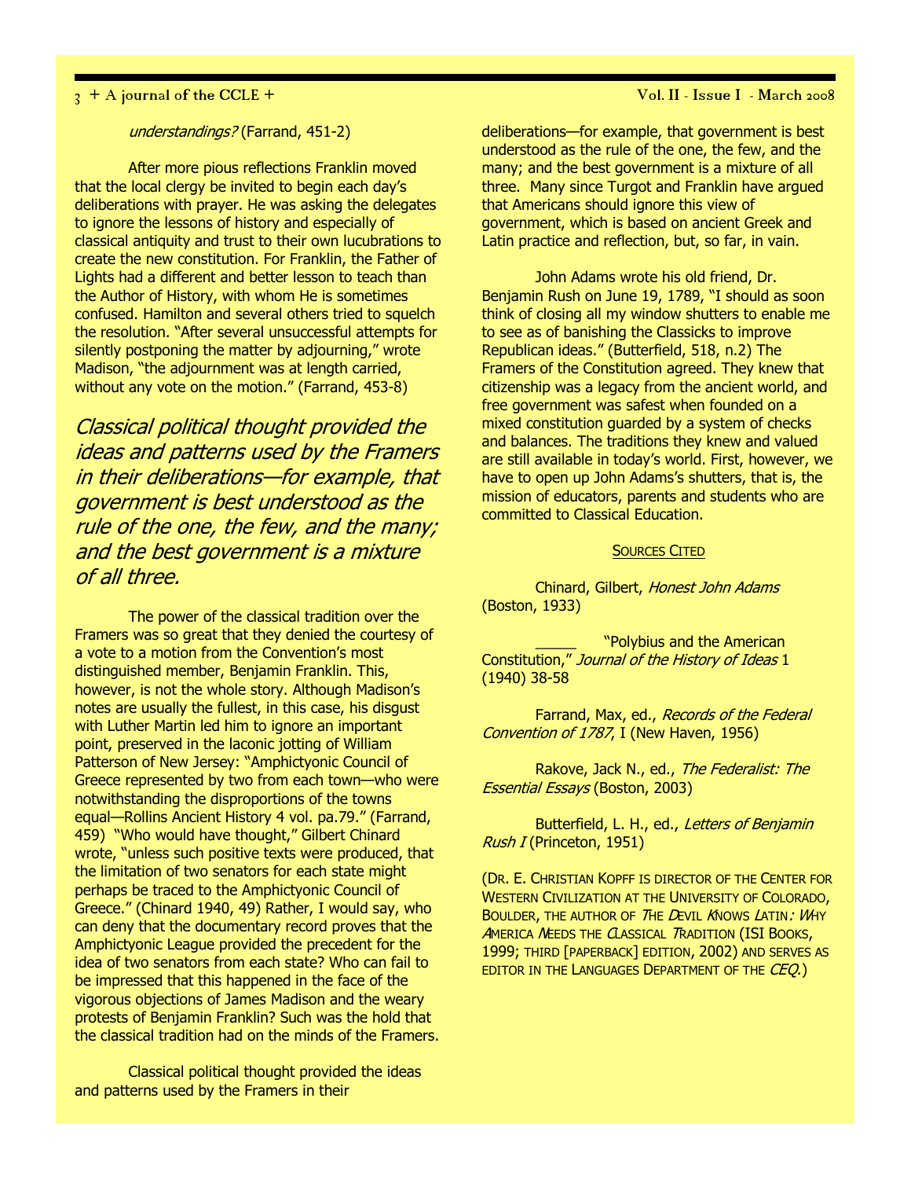*understandings?* (Farrand, 451-2)

After more pious reflections Franklin moved that the local clergy be invited to begin each day's deliberations with prayer. He was asking the delegates to ignore the lessons of history and especially of classical antiquity and trust to their own lucubrations to create the new constitution. For Franklin, the Father of Lights had a different and better lesson to teach than the Author of History, with whom He is sometimes confused. Hamilton and several others tried to squelch the resolution. "After several unsuccessful attempts for silently postponing the matter by adjourning," wrote Madison, "the adjournment was at length carried, without any vote on the motion." (Farrand, 453-8)

*Classical political thought provided the ideas and patterns used by the Framers in their deliberations—for example, that government is best understood as the rule of the one, the few, and the many; and the best government is a mixture of all three.*

The power of the classical tradition over the Framers was so great that they denied the courtesy of a vote to a motion from the Convention's most distinguished member, Benjamin Franklin. This, however, is not the whole story. Although Madison's notes are usually the fullest, in this case, his disgust with Luther Martin led him to ignore an important point, preserved in the laconic jotting of William Patterson of New Jersey: "Amphictyonic Council of Greece represented by two from each town—who were notwithstanding the disproportions of the towns equal—Rollins Ancient History 4 vol. pa.79." (Farrand, 459) "Who would have thought," Gilbert Chinard wrote, "unless such positive texts were produced, that the limitation of two senators for each state might perhaps be traced to the Amphictyonic Council of Greece." (Chinard 1940, 49) Rather, I would say, who can deny that the documentary record proves that the Amphictyonic League provided the precedent for the idea of two senators from each state? Who can fail to be impressed that this happened in the face of the vigorous objections of James Madison and the weary protests of Benjamin Franklin? Such was the hold that the classical tradition had on the minds of the Framers.

Classical political thought provided the ideas and patterns used by the Framers in their deliberations—for example, that government is best understood as the rule of the one, the few, and the many; and the best government is a mixture of all three. Many since Turgot and Franklin have argued that Americans should ignore this view of government, which is based on ancient Greek and Latin practice and reflection, but, so far, in vain.

John Adams wrote his old friend, Dr. Benjamin Rush on June 19, 1789, "I should as soon think of closing all my window shutters to enable me to see as of banishing the Classicks to improve Republican ideas." (Butterfield, 518, n.2) The Framers of the Constitution agreed. They knew that citizenship was a legacy from the ancient world, and free government was safest when founded on a mixed constitution guarded by a system of checks and balances. The traditions they knew and valued are still available in today's world. First, however, we have to open up John Adams's shutters, that is, the mission of educators, parents and students who are committed to Classical Education.

## Sources Cited

Chinard, Gilbert, *Honest John Adams* (Boston, 1933)

_____ "Polybius and the American Constitution," *Journal of the History of Ideas* 1 (1940) 38-58

Farrand, Max, ed., *Records of the Federal Convention of 1787*, I (New Haven, 1956)

Rakove, Jack N., ed., *The Federalist: The Essential Essays* (Boston, 2003)

Butterfield, L. H., ed., *Letters of Benjamin Rush I* (Princeton, 1951)

(Dr. E. Christian Kopff is director of the Center for Western Civilization at the University of Colorado, Boulder, the author of *The Devil Knows Latin: Why America Needs the Classical Tradition* (ISI Books, 1999; third [paperback] edition, 2002) and serves as editor in the Languages Department of the *CEQ*.)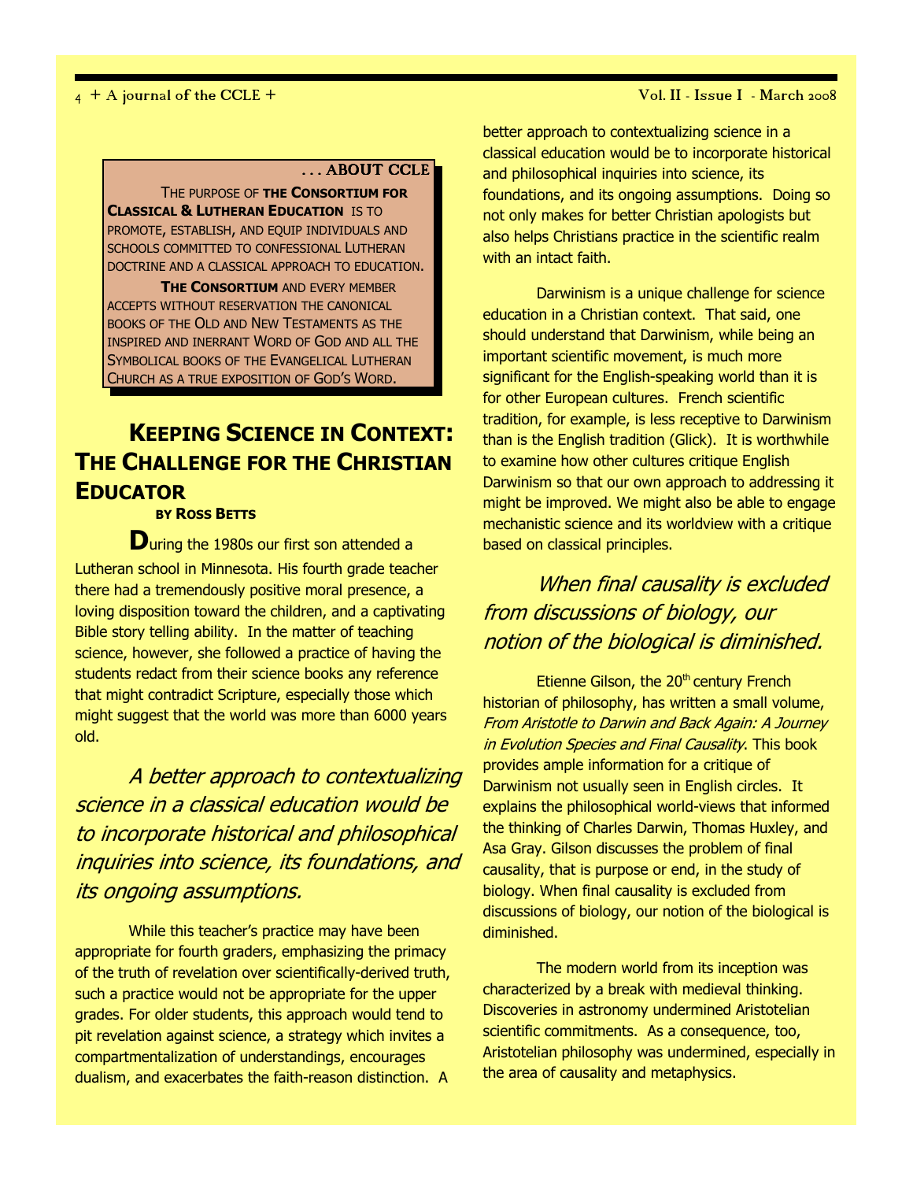**. . . ABOUT CCLE**

THE PURPOSE OF **THE CONSORTIUM FOR CLASSICAL & LUTHERAN EDUCATION** IS TO PROMOTE, ESTABLISH, AND EQUIP INDIVIDUALS AND SCHOOLS COMMITTED TO CONFESSIONAL LUTHERAN DOCTRINE AND A CLASSICAL APPROACH TO EDUCATION.

**THE CONSORTIUM** AND EVERY MEMBER ACCEPTS WITHOUT RESERVATION THE CANONICAL BOOKS OF THE OLD AND NEW TESTAMENTS AS THE INSPIRED AND INERRANT WORD OF GOD AND ALL THE SYMBOLICAL BOOKS OF THE EVANGELICAL LUTHERAN CHURCH AS A TRUE EXPOSITION OF GOD'S WORD.

# KEEPING SCIENCE IN CONTEXT: THE CHALLENGE FOR THE CHRISTIAN EDUCATOR

**BY ROSS BETTS**

During the 1980s our first son attended a Lutheran school in Minnesota. His fourth grade teacher there had a tremendously positive moral presence, a loving disposition toward the children, and a captivating Bible story telling ability. In the matter of teaching science, however, she followed a practice of having the students redact from their science books any reference that might contradict Scripture, especially those which might suggest that the world was more than 6000 years old.

*A better approach to contextualizing science in a classical education would be to incorporate historical and philosophical inquiries into science, its foundations, and its ongoing assumptions.*

While this teacher's practice may have been appropriate for fourth graders, emphasizing the primacy of the truth of revelation over scientifically-derived truth, such a practice would not be appropriate for the upper grades. For older students, this approach would tend to pit revelation against science, a strategy which invites a compartmentalization of understandings, encourages dualism, and exacerbates the faith-reason distinction. A better approach to contextualizing science in a classical education would be to incorporate historical and philosophical inquiries into science, its foundations, and its ongoing assumptions. Doing so not only makes for better Christian apologists but also helps Christians practice in the scientific realm with an intact faith.

Darwinism is a unique challenge for science education in a Christian context. That said, one should understand that Darwinism, while being an important scientific movement, is much more significant for the English-speaking world than it is for other European cultures. French scientific tradition, for example, is less receptive to Darwinism than is the English tradition (Glick). It is worthwhile to examine how other cultures critique English Darwinism so that our own approach to addressing it might be improved. We might also be able to engage mechanistic science and its worldview with a critique based on classical principles.

*When final causality is excluded from discussions of biology, our notion of the biological is diminished.*

Etienne Gilson, the 20th century French historian of philosophy, has written a small volume, *From Aristotle to Darwin and Back Again: A Journey in Evolution Species and Final Causality*. This book provides ample information for a critique of Darwinism not usually seen in English circles. It explains the philosophical world-views that informed the thinking of Charles Darwin, Thomas Huxley, and Asa Gray. Gilson discusses the problem of final causality, that is purpose or end, in the study of biology. When final causality is excluded from discussions of biology, our notion of the biological is diminished.

The modern world from its inception was characterized by a break with medieval thinking. Discoveries in astronomy undermined Aristotelian scientific commitments. As a consequence, too, Aristotelian philosophy was undermined, especially in the area of causality and metaphysics.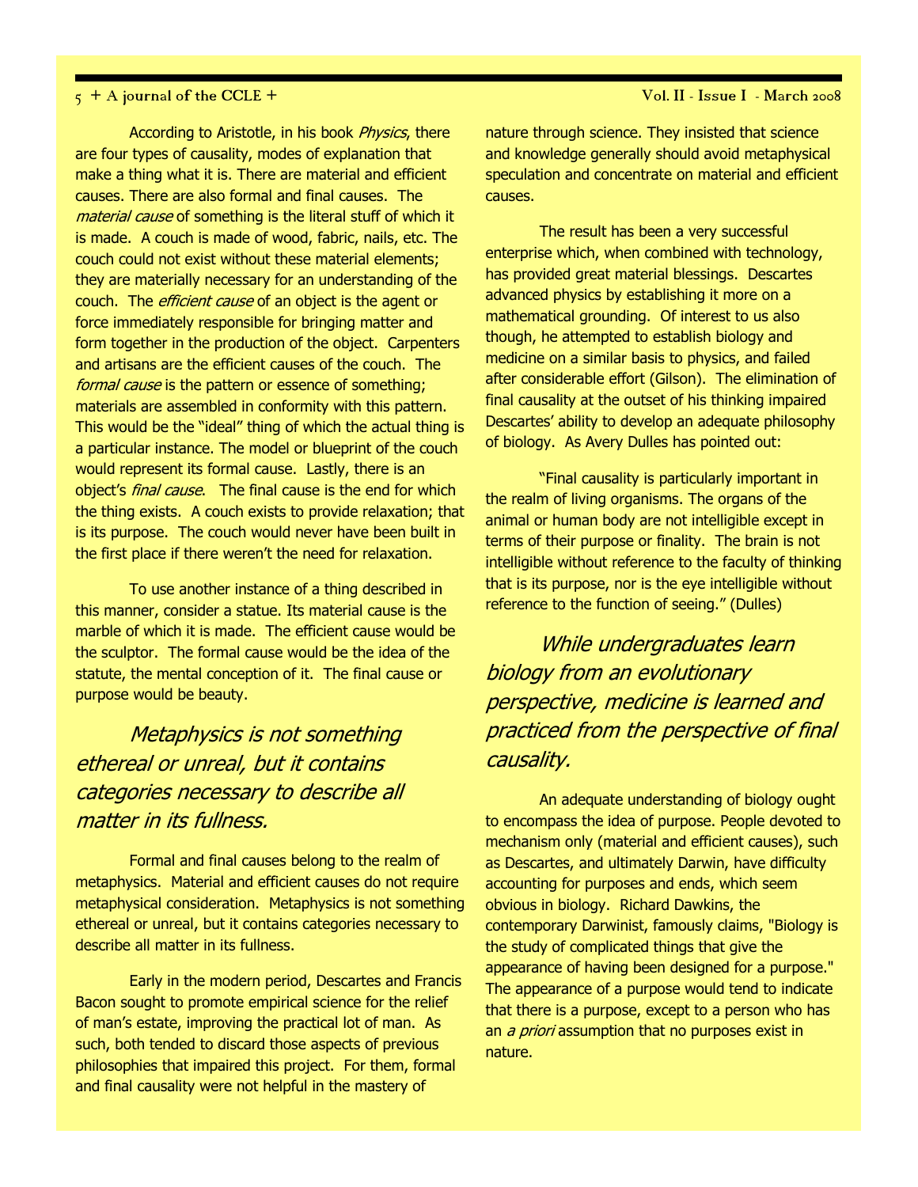According to Aristotle, in his book *Physics*, there are four types of causality, modes of explanation that make a thing what it is. There are material and efficient causes. There are also formal and final causes. The *material cause* of something is the literal stuff of which it is made. A couch is made of wood, fabric, nails, etc. The couch could not exist without these material elements; they are materially necessary for an understanding of the couch. The *efficient cause* of an object is the agent or force immediately responsible for bringing matter and form together in the production of the object. Carpenters and artisans are the efficient causes of the couch. The *formal cause* is the pattern or essence of something; materials are assembled in conformity with this pattern. This would be the "ideal" thing of which the actual thing is a particular instance. The model or blueprint of the couch would represent its formal cause. Lastly, there is an object's *final cause*. The final cause is the end for which the thing exists. A couch exists to provide relaxation; that is its purpose. The couch would never have been built in the first place if there weren't the need for relaxation.

To use another instance of a thing described in this manner, consider a statue. Its material cause is the marble of which it is made. The efficient cause would be the sculptor. The formal cause would be the idea of the statute, the mental conception of it. The final cause or purpose would be beauty.

> *Metaphysics is not something ethereal or unreal, but it contains categories necessary to describe all matter in its fullness.*

Formal and final causes belong to the realm of metaphysics. Material and efficient causes do not require metaphysical consideration. Metaphysics is not something ethereal or unreal, but it contains categories necessary to describe all matter in its fullness.

Early in the modern period, Descartes and Francis Bacon sought to promote empirical science for the relief of man's estate, improving the practical lot of man. As such, both tended to discard those aspects of previous philosophies that impaired this project. For them, formal and final causality were not helpful in the mastery of nature through science. They insisted that science and knowledge generally should avoid metaphysical speculation and concentrate on material and efficient causes.

The result has been a very successful enterprise which, when combined with technology, has provided great material blessings. Descartes advanced physics by establishing it more on a mathematical grounding. Of interest to us also though, he attempted to establish biology and medicine on a similar basis to physics, and failed after considerable effort (Gilson). The elimination of final causality at the outset of his thinking impaired Descartes' ability to develop an adequate philosophy of biology. As Avery Dulles has pointed out:

"Final causality is particularly important in the realm of living organisms. The organs of the animal or human body are not intelligible except in terms of their purpose or finality. The brain is not intelligible without reference to the faculty of thinking that is its purpose, nor is the eye intelligible without reference to the function of seeing." (Dulles)

> *While undergraduates learn biology from an evolutionary perspective, medicine is learned and practiced from the perspective of final causality.*

An adequate understanding of biology ought to encompass the idea of purpose. People devoted to mechanism only (material and efficient causes), such as Descartes, and ultimately Darwin, have difficulty accounting for purposes and ends, which seem obvious in biology. Richard Dawkins, the contemporary Darwinist, famously claims, "Biology is the study of complicated things that give the appearance of having been designed for a purpose." The appearance of a purpose would tend to indicate that there is a purpose, except to a person who has an *a priori* assumption that no purposes exist in nature.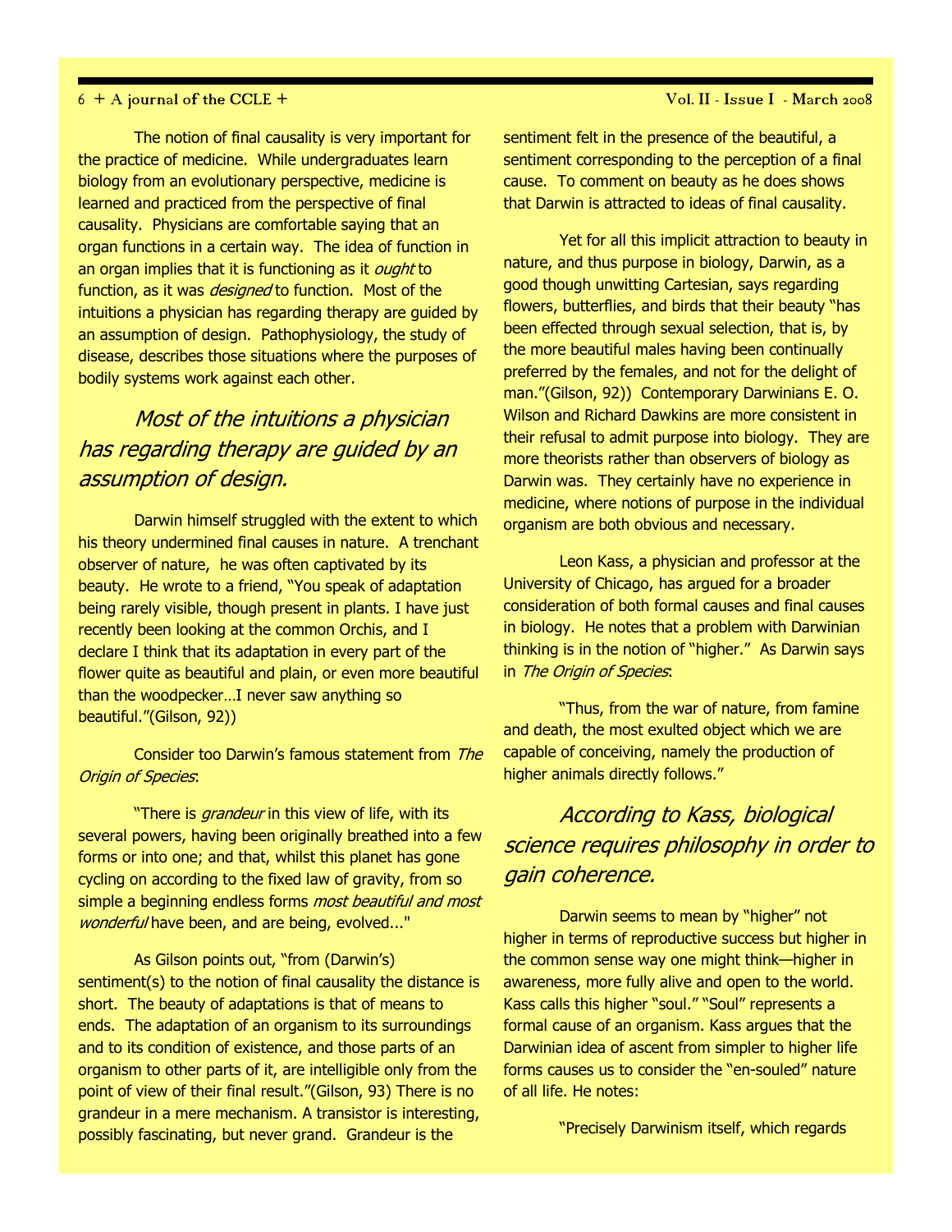The notion of final causality is very important for the practice of medicine. While undergraduates learn biology from an evolutionary perspective, medicine is learned and practiced from the perspective of final causality. Physicians are comfortable saying that an organ functions in a certain way. The idea of function in an organ implies that it is functioning as it *ought* to function, as it was *designed* to function. Most of the intuitions a physician has regarding therapy are guided by an assumption of design. Pathophysiology, the study of disease, describes those situations where the purposes of bodily systems work against each other.

*Most of the intuitions a physician has regarding therapy are guided by an assumption of design.*

Darwin himself struggled with the extent to which his theory undermined final causes in nature. A trenchant observer of nature, he was often captivated by its beauty. He wrote to a friend, "You speak of adaptation being rarely visible, though present in plants. I have just recently been looking at the common Orchis, and I declare I think that its adaptation in every part of the flower quite as beautiful and plain, or even more beautiful than the woodpecker…I never saw anything so beautiful."(Gilson, 92))

Consider too Darwin's famous statement from *The Origin of Species*:

"There is *grandeur* in this view of life, with its several powers, having been originally breathed into a few forms or into one; and that, whilst this planet has gone cycling on according to the fixed law of gravity, from so simple a beginning endless forms *most beautiful and most wonderful* have been, and are being, evolved..."

As Gilson points out, "from (Darwin's) sentiment(s) to the notion of final causality the distance is short. The beauty of adaptations is that of means to ends. The adaptation of an organism to its surroundings and to its condition of existence, and those parts of an organism to other parts of it, are intelligible only from the point of view of their final result."(Gilson, 93) There is no grandeur in a mere mechanism. A transistor is interesting, possibly fascinating, but never grand. Grandeur is the sentiment felt in the presence of the beautiful, a sentiment corresponding to the perception of a final cause. To comment on beauty as he does shows that Darwin is attracted to ideas of final causality.

Yet for all this implicit attraction to beauty in nature, and thus purpose in biology, Darwin, as a good though unwitting Cartesian, says regarding flowers, butterflies, and birds that their beauty "has been effected through sexual selection, that is, by the more beautiful males having been continually preferred by the females, and not for the delight of man."(Gilson, 92)) Contemporary Darwinians E. O. Wilson and Richard Dawkins are more consistent in their refusal to admit purpose into biology. They are more theorists rather than observers of biology as Darwin was. They certainly have no experience in medicine, where notions of purpose in the individual organism are both obvious and necessary.

Leon Kass, a physician and professor at the University of Chicago, has argued for a broader consideration of both formal causes and final causes in biology. He notes that a problem with Darwinian thinking is in the notion of "higher." As Darwin says in *The Origin of Species*:

"Thus, from the war of nature, from famine and death, the most exulted object which we are capable of conceiving, namely the production of higher animals directly follows."

*According to Kass, biological science requires philosophy in order to gain coherence.*

Darwin seems to mean by "higher" not higher in terms of reproductive success but higher in the common sense way one might think—higher in awareness, more fully alive and open to the world. Kass calls this higher "soul." "Soul" represents a formal cause of an organism. Kass argues that the Darwinian idea of ascent from simpler to higher life forms causes us to consider the "en-souled" nature of all life. He notes:

"Precisely Darwinism itself, which regards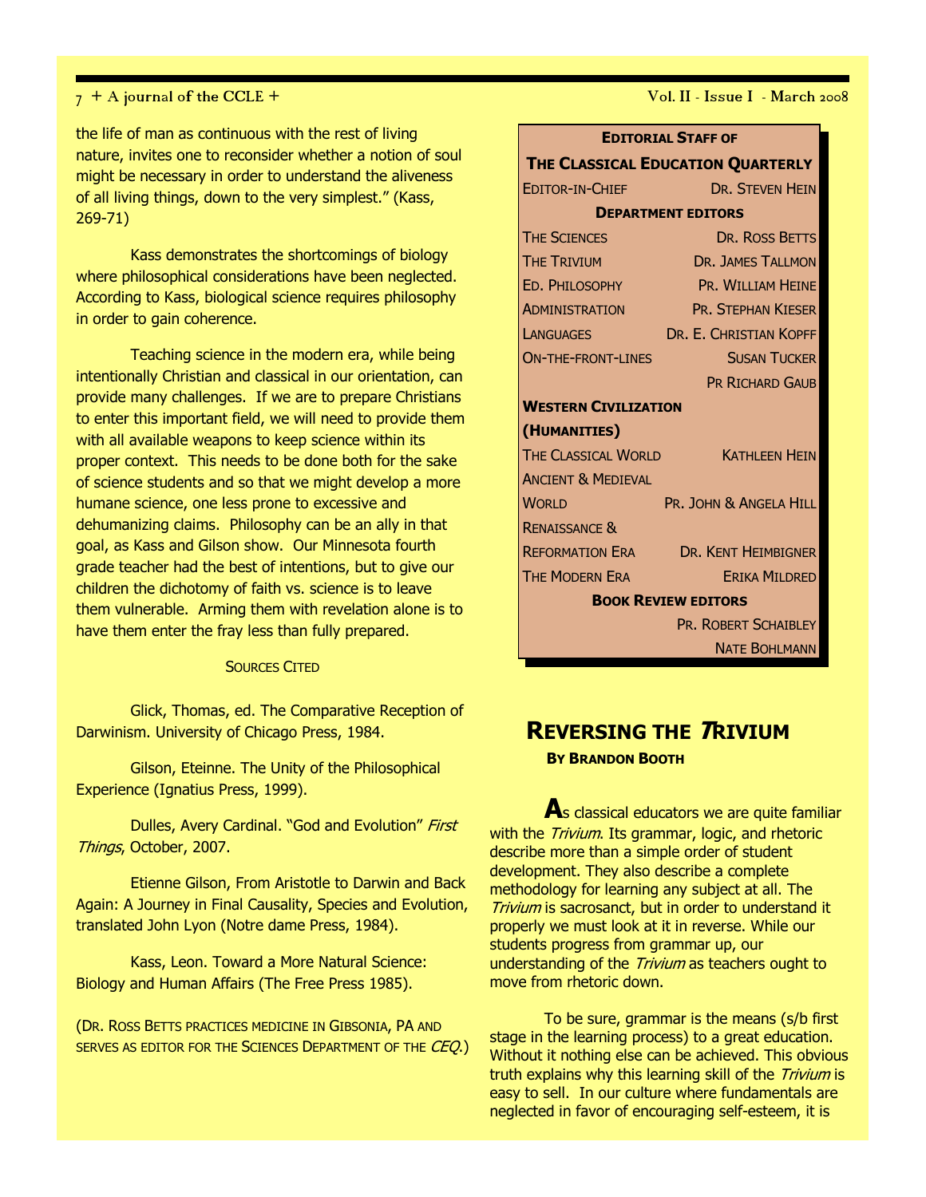the life of man as continuous with the rest of living nature, invites one to reconsider whether a notion of soul might be necessary in order to understand the aliveness of all living things, down to the very simplest." (Kass, 269-71)

Kass demonstrates the shortcomings of biology where philosophical considerations have been neglected. According to Kass, biological science requires philosophy in order to gain coherence.

Teaching science in the modern era, while being intentionally Christian and classical in our orientation, can provide many challenges. If we are to prepare Christians to enter this important field, we will need to provide them with all available weapons to keep science within its proper context. This needs to be done both for the sake of science students and so that we might develop a more humane science, one less prone to excessive and dehumanizing claims. Philosophy can be an ally in that goal, as Kass and Gilson show. Our Minnesota fourth grade teacher had the best of intentions, but to give our children the dichotomy of faith vs. science is to leave them vulnerable. Arming them with revelation alone is to have them enter the fray less than fully prepared.

SOURCES CITED

Glick, Thomas, ed. The Comparative Reception of Darwinism. University of Chicago Press, 1984.

Gilson, Eteinne. The Unity of the Philosophical Experience (Ignatius Press, 1999).

Dulles, Avery Cardinal. "God and Evolution" *First Things*, October, 2007.

Etienne Gilson, From Aristotle to Darwin and Back Again: A Journey in Final Causality, Species and Evolution, translated John Lyon (Notre dame Press, 1984).

Kass, Leon. Toward a More Natural Science: Biology and Human Affairs (The Free Press 1985).

(DR. ROSS BETTS PRACTICES MEDICINE IN GIBSONIA, PA AND SERVES AS EDITOR FOR THE SCIENCES DEPARTMENT OF THE *CEQ*.)

**EDITORIAL STAFF OF THE CLASSICAL EDUCATION QUARTERLY**

| | |
|---|---|
| EDITOR-IN-CHIEF | DR. STEVEN HEIN |
| **DEPARTMENT EDITORS** | |
| THE SCIENCES | DR. ROSS BETTS |
| THE TRIVIUM | DR. JAMES TALLMON |
| ED. PHILOSOPHY | PR. WILLIAM HEINE |
| ADMINISTRATION | PR. STEPHAN KIESER |
| LANGUAGES | DR. E. CHRISTIAN KOPFF |
| ON-THE-FRONT-LINES | SUSAN TUCKER |
| | PR RICHARD GAUB |
| **WESTERN CIVILIZATION (HUMANITIES)** | |
| THE CLASSICAL WORLD | KATHLEEN HEIN |
| ANCIENT & MEDIEVAL WORLD | PR. JOHN & ANGELA HILL |
| RENAISSANCE & REFORMATION ERA | DR. KENT HEIMBIGNER |
| THE MODERN ERA | ERIKA MILDRED |
| **BOOK REVIEW EDITORS** | |
| | PR. ROBERT SCHAIBLEY |
| | NATE BOHLMANN |

## REVERSING THE *T*RIVIUM

**BY BRANDON BOOTH**

**A**s classical educators we are quite familiar with the *Trivium*. Its grammar, logic, and rhetoric describe more than a simple order of student development. They also describe a complete methodology for learning any subject at all. The *Trivium* is sacrosanct, but in order to understand it properly we must look at it in reverse. While our students progress from grammar up, our understanding of the *Trivium* as teachers ought to move from rhetoric down.

To be sure, grammar is the means (s/b first stage in the learning process) to a great education. Without it nothing else can be achieved. This obvious truth explains why this learning skill of the *Trivium* is easy to sell. In our culture where fundamentals are neglected in favor of encouraging self-esteem, it is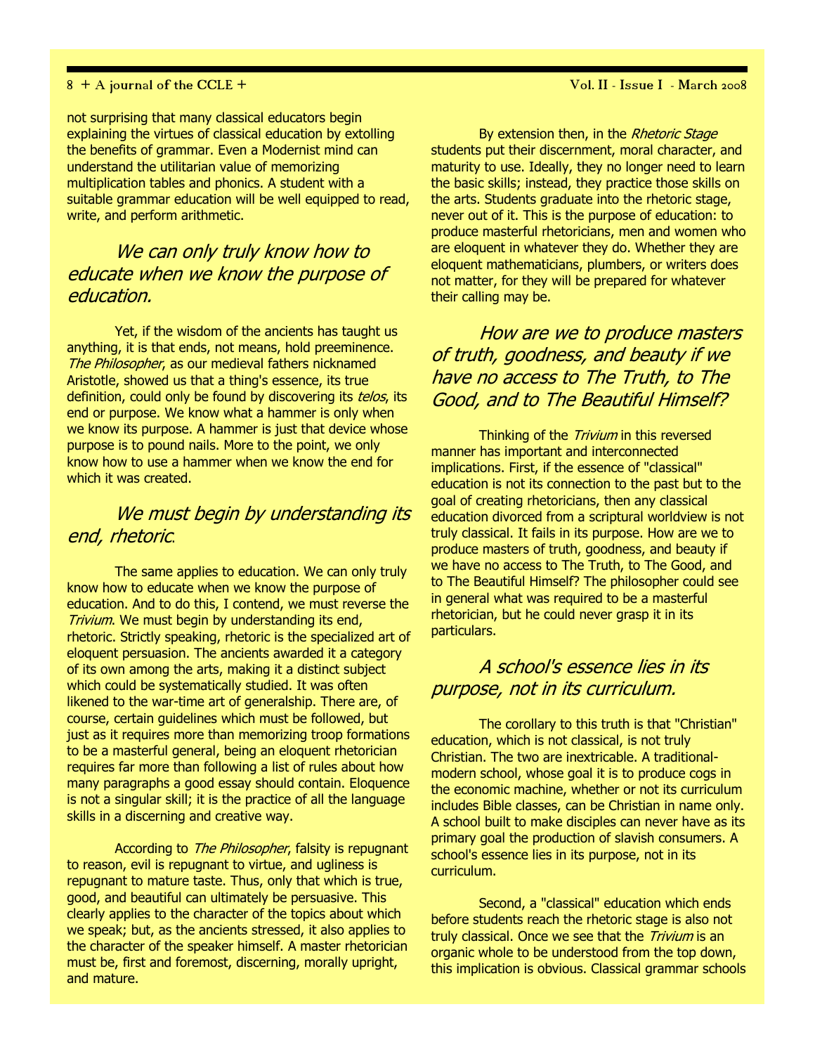not surprising that many classical educators begin explaining the virtues of classical education by extolling the benefits of grammar. Even a Modernist mind can understand the utilitarian value of memorizing multiplication tables and phonics. A student with a suitable grammar education will be well equipped to read, write, and perform arithmetic.

> *We can only truly know how to educate when we know the purpose of education.*

Yet, if the wisdom of the ancients has taught us anything, it is that ends, not means, hold preeminence. *The Philosopher*, as our medieval fathers nicknamed Aristotle, showed us that a thing's essence, its true definition, could only be found by discovering its *telos*, its end or purpose. We know what a hammer is only when we know its purpose. A hammer is just that device whose purpose is to pound nails. More to the point, we only know how to use a hammer when we know the end for which it was created.

> *We must begin by understanding its end, rhetoric.*

The same applies to education. We can only truly know how to educate when we know the purpose of education. And to do this, I contend, we must reverse the *Trivium*. We must begin by understanding its end, rhetoric. Strictly speaking, rhetoric is the specialized art of eloquent persuasion. The ancients awarded it a category of its own among the arts, making it a distinct subject which could be systematically studied. It was often likened to the war-time art of generalship. There are, of course, certain guidelines which must be followed, but just as it requires more than memorizing troop formations to be a masterful general, being an eloquent rhetorician requires far more than following a list of rules about how many paragraphs a good essay should contain. Eloquence is not a singular skill; it is the practice of all the language skills in a discerning and creative way.

According to *The Philosopher*, falsity is repugnant to reason, evil is repugnant to virtue, and ugliness is repugnant to mature taste. Thus, only that which is true, good, and beautiful can ultimately be persuasive. This clearly applies to the character of the topics about which we speak; but, as the ancients stressed, it also applies to the character of the speaker himself. A master rhetorician must be, first and foremost, discerning, morally upright, and mature.

By extension then, in the *Rhetoric Stage* students put their discernment, moral character, and maturity to use. Ideally, they no longer need to learn the basic skills; instead, they practice those skills on the arts. Students graduate into the rhetoric stage, never out of it. This is the purpose of education: to produce masterful rhetoricians, men and women who are eloquent in whatever they do. Whether they are eloquent mathematicians, plumbers, or writers does not matter, for they will be prepared for whatever their calling may be.

> *How are we to produce masters of truth, goodness, and beauty if we have no access to The Truth, to The Good, and to The Beautiful Himself?*

Thinking of the *Trivium* in this reversed manner has important and interconnected implications. First, if the essence of "classical" education is not its connection to the past but to the goal of creating rhetoricians, then any classical education divorced from a scriptural worldview is not truly classical. It fails in its purpose. How are we to produce masters of truth, goodness, and beauty if we have no access to The Truth, to The Good, and to The Beautiful Himself? The philosopher could see in general what was required to be a masterful rhetorician, but he could never grasp it in its particulars.

> *A school's essence lies in its purpose, not in its curriculum.*

The corollary to this truth is that "Christian" education, which is not classical, is not truly Christian. The two are inextricable. A traditional-modern school, whose goal it is to produce cogs in the economic machine, whether or not its curriculum includes Bible classes, can be Christian in name only. A school built to make disciples can never have as its primary goal the production of slavish consumers. A school's essence lies in its purpose, not in its curriculum.

Second, a "classical" education which ends before students reach the rhetoric stage is also not truly classical. Once we see that the *Trivium* is an organic whole to be understood from the top down, this implication is obvious. Classical grammar schools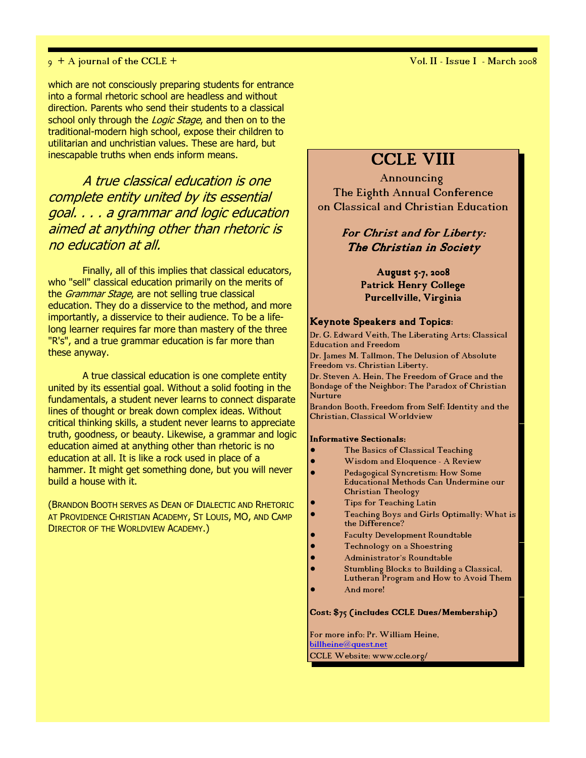which are not consciously preparing students for entrance into a formal rhetoric school are headless and without direction. Parents who send their students to a classical school only through the *Logic Stage*, and then on to the traditional-modern high school, expose their children to utilitarian and unchristian values. These are hard, but inescapable truths when ends inform means.

> *A true classical education is one complete entity united by its essential goal. . . . a grammar and logic education aimed at anything other than rhetoric is no education at all.*

Finally, all of this implies that classical educators, who "sell" classical education primarily on the merits of the *Grammar Stage*, are not selling true classical education. They do a disservice to the method, and more importantly, a disservice to their audience. To be a life-long learner requires far more than mastery of the three "R's", and a true grammar education is far more than these anyway.

A true classical education is one complete entity united by its essential goal. Without a solid footing in the fundamentals, a student never learns to connect disparate lines of thought or break down complex ideas. Without critical thinking skills, a student never learns to appreciate truth, goodness, or beauty. Likewise, a grammar and logic education aimed at anything other than rhetoric is no education at all. It is like a rock used in place of a hammer. It might get something done, but you will never build a house with it.

(BRANDON BOOTH SERVES AS DEAN OF DIALECTIC AND RHETORIC AT PROVIDENCE CHRISTIAN ACADEMY, ST LOUIS, MO, AND CAMP DIRECTOR OF THE WORLDVIEW ACADEMY.)

# CCLE VIII

Announcing
The Eighth Annual Conference
on Classical and Christian Education

***For Christ and for Liberty: The Christian in Society***

**August 5-7, 2008**
**Patrick Henry College**
**Purcellville, Virginia**

**Keynote Speakers and Topics:**

Dr. G. Edward Veith, The Liberating Arts: Classical Education and Freedom

Dr. James M. Tallmon, The Delusion of Absolute Freedom vs. Christian Liberty.

Dr. Steven A. Hein, The Freedom of Grace and the Bondage of the Neighbor: The Paradox of Christian Nurture

Brandon Booth, Freedom from Self: Identity and the Christian, Classical Worldview

**Informative Sectionals:**

- The Basics of Classical Teaching
- Wisdom and Eloquence - A Review
- Pedagogical Syncretism: How Some Educational Methods Can Undermine our Christian Theology
- Tips for Teaching Latin
- Teaching Boys and Girls Optimally: What is the Difference?
- Faculty Development Roundtable
- Technology on a Shoestring
- Administrator's Roundtable
- Stumbling Blocks to Building a Classical, Lutheran Program and How to Avoid Them
- And more!

**Cost: $75 (includes CCLE Dues/Membership)**

For more info: Pr. William Heine,
billheine@quest.net
CCLE Website: www.ccle.org/